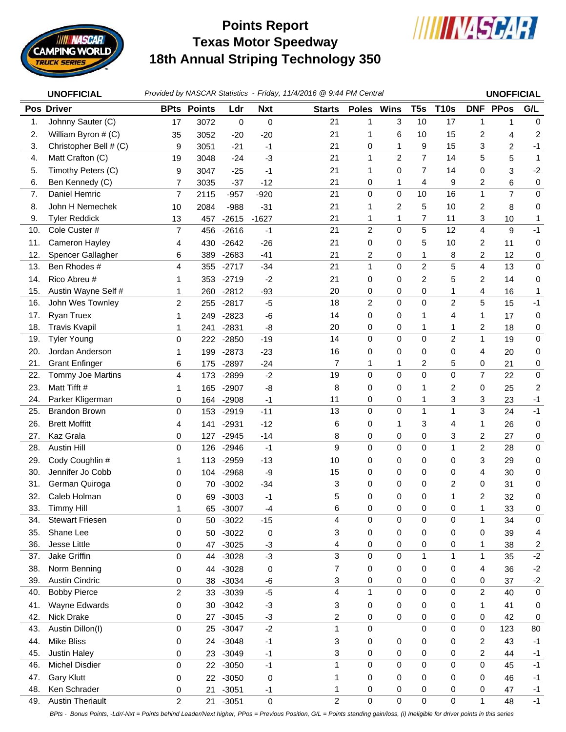# Points Report
# Texas Motor Speedway
# 18th Annual Striping Technology 350

**UNOFFICIAL** *Provided by NASCAR Statistics - Friday, 11/4/2016 @ 9:44 PM Central* **UNOFFICIAL**

| Pos | Driver | BPts | Points | Ldr | Nxt | Starts | Poles | Wins | T5s | T10s | DNF | PPos | G/L |
|---|---|---|---|---|---|---|---|---|---|---|---|---|---|
| 1. | Johnny Sauter (C) | 17 | 3072 | 0 | 0 | 21 | 1 | 3 | 10 | 17 | 1 | 1 | 0 |
| 2. | William Byron # (C) | 35 | 3052 | -20 | -20 | 21 | 1 | 6 | 10 | 15 | 2 | 4 | 2 |
| 3. | Christopher Bell # (C) | 9 | 3051 | -21 | -1 | 21 | 0 | 1 | 9 | 15 | 3 | 2 | -1 |
| 4. | Matt Crafton (C) | 19 | 3048 | -24 | -3 | 21 | 1 | 2 | 7 | 14 | 5 | 5 | 1 |
| 5. | Timothy Peters (C) | 9 | 3047 | -25 | -1 | 21 | 1 | 0 | 7 | 14 | 0 | 3 | -2 |
| 6. | Ben Kennedy (C) | 7 | 3035 | -37 | -12 | 21 | 0 | 1 | 4 | 9 | 2 | 6 | 0 |
| 7. | Daniel Hemric | 7 | 2115 | -957 | -920 | 21 | 0 | 0 | 10 | 16 | 1 | 7 | 0 |
| 8. | John H Nemechek | 10 | 2084 | -988 | -31 | 21 | 1 | 2 | 5 | 10 | 2 | 8 | 0 |
| 9. | Tyler Reddick | 13 | 457 | -2615 | -1627 | 21 | 1 | 1 | 7 | 11 | 3 | 10 | 1 |
| 10. | Cole Custer # | 7 | 456 | -2616 | -1 | 21 | 2 | 0 | 5 | 12 | 4 | 9 | -1 |
| 11. | Cameron Hayley | 4 | 430 | -2642 | -26 | 21 | 0 | 0 | 5 | 10 | 2 | 11 | 0 |
| 12. | Spencer Gallagher | 6 | 389 | -2683 | -41 | 21 | 2 | 0 | 1 | 8 | 2 | 12 | 0 |
| 13. | Ben Rhodes # | 4 | 355 | -2717 | -34 | 21 | 1 | 0 | 2 | 5 | 4 | 13 | 0 |
| 14. | Rico Abreu # | 1 | 353 | -2719 | -2 | 21 | 0 | 0 | 2 | 5 | 2 | 14 | 0 |
| 15. | Austin Wayne Self # | 1 | 260 | -2812 | -93 | 20 | 0 | 0 | 0 | 1 | 4 | 16 | 1 |
| 16. | John Wes Townley | 2 | 255 | -2817 | -5 | 18 | 2 | 0 | 0 | 2 | 5 | 15 | -1 |
| 17. | Ryan Truex | 1 | 249 | -2823 | -6 | 14 | 0 | 0 | 1 | 4 | 1 | 17 | 0 |
| 18. | Travis Kvapil | 1 | 241 | -2831 | -8 | 20 | 0 | 0 | 1 | 1 | 2 | 18 | 0 |
| 19. | Tyler Young | 0 | 222 | -2850 | -19 | 14 | 0 | 0 | 0 | 2 | 1 | 19 | 0 |
| 20. | Jordan Anderson | 1 | 199 | -2873 | -23 | 16 | 0 | 0 | 0 | 0 | 4 | 20 | 0 |
| 21. | Grant Enfinger | 6 | 175 | -2897 | -24 | 7 | 1 | 1 | 2 | 5 | 0 | 21 | 0 |
| 22. | Tommy Joe Martins | 4 | 173 | -2899 | -2 | 19 | 0 | 0 | 0 | 0 | 7 | 22 | 0 |
| 23. | Matt Tifft # | 1 | 165 | -2907 | -8 | 8 | 0 | 0 | 1 | 2 | 0 | 25 | 2 |
| 24. | Parker Kligerman | 0 | 164 | -2908 | -1 | 11 | 0 | 0 | 1 | 3 | 3 | 23 | -1 |
| 25. | Brandon Brown | 0 | 153 | -2919 | -11 | 13 | 0 | 0 | 1 | 1 | 3 | 24 | -1 |
| 26. | Brett Moffitt | 4 | 141 | -2931 | -12 | 6 | 0 | 1 | 3 | 4 | 1 | 26 | 0 |
| 27. | Kaz Grala | 0 | 127 | -2945 | -14 | 8 | 0 | 0 | 0 | 3 | 2 | 27 | 0 |
| 28. | Austin Hill | 0 | 126 | -2946 | -1 | 9 | 0 | 0 | 0 | 1 | 2 | 28 | 0 |
| 29. | Cody Coughlin # | 1 | 113 | -2959 | -13 | 10 | 0 | 0 | 0 | 0 | 3 | 29 | 0 |
| 30. | Jennifer Jo Cobb | 0 | 104 | -2968 | -9 | 15 | 0 | 0 | 0 | 0 | 4 | 30 | 0 |
| 31. | German Quiroga | 0 | 70 | -3002 | -34 | 3 | 0 | 0 | 0 | 2 | 0 | 31 | 0 |
| 32. | Caleb Holman | 0 | 69 | -3003 | -1 | 5 | 0 | 0 | 0 | 1 | 2 | 32 | 0 |
| 33. | Timmy Hill | 1 | 65 | -3007 | -4 | 6 | 0 | 0 | 0 | 0 | 1 | 33 | 0 |
| 34. | Stewart Friesen | 0 | 50 | -3022 | -15 | 4 | 0 | 0 | 0 | 0 | 1 | 34 | 0 |
| 35. | Shane Lee | 0 | 50 | -3022 | 0 | 3 | 0 | 0 | 0 | 0 | 0 | 39 | 4 |
| 36. | Jesse Little | 0 | 47 | -3025 | -3 | 4 | 0 | 0 | 0 | 0 | 1 | 38 | 2 |
| 37. | Jake Griffin | 0 | 44 | -3028 | -3 | 3 | 0 | 0 | 1 | 1 | 1 | 35 | -2 |
| 38. | Norm Benning | 0 | 44 | -3028 | 0 | 7 | 0 | 0 | 0 | 0 | 4 | 36 | -2 |
| 39. | Austin Cindric | 0 | 38 | -3034 | -6 | 3 | 0 | 0 | 0 | 0 | 0 | 37 | -2 |
| 40. | Bobby Pierce | 2 | 33 | -3039 | -5 | 4 | 1 | 0 | 0 | 0 | 2 | 40 | 0 |
| 41. | Wayne Edwards | 0 | 30 | -3042 | -3 | 3 | 0 | 0 | 0 | 0 | 1 | 41 | 0 |
| 42. | Nick Drake | 0 | 27 | -3045 | -3 | 2 | 0 | 0 | 0 | 0 | 0 | 42 | 0 |
| 43. | Austin Dillon(I) | 0 | 25 | -3047 | -2 | 1 | 0 | | 0 | 0 | 0 | 123 | 80 |
| 44. | Mike Bliss | 0 | 24 | -3048 | -1 | 3 | 0 | 0 | 0 | 0 | 2 | 43 | -1 |
| 45. | Justin Haley | 0 | 23 | -3049 | -1 | 3 | 0 | 0 | 0 | 0 | 2 | 44 | -1 |
| 46. | Michel Disdier | 0 | 22 | -3050 | -1 | 1 | 0 | 0 | 0 | 0 | 0 | 45 | -1 |
| 47. | Gary Klutt | 0 | 22 | -3050 | 0 | 1 | 0 | 0 | 0 | 0 | 0 | 46 | -1 |
| 48. | Ken Schrader | 0 | 21 | -3051 | -1 | 1 | 0 | 0 | 0 | 0 | 0 | 47 | -1 |
| 49. | Austin Theriault | 2 | 21 | -3051 | 0 | 2 | 0 | 0 | 0 | 0 | 1 | 48 | -1 |

*BPts - Bonus Points, -Ldr/-Nxt = Points behind Leader/Next higher, PPos = Previous Position, G/L = Points standing gain/loss, (i) Ineligible for driver points in this series*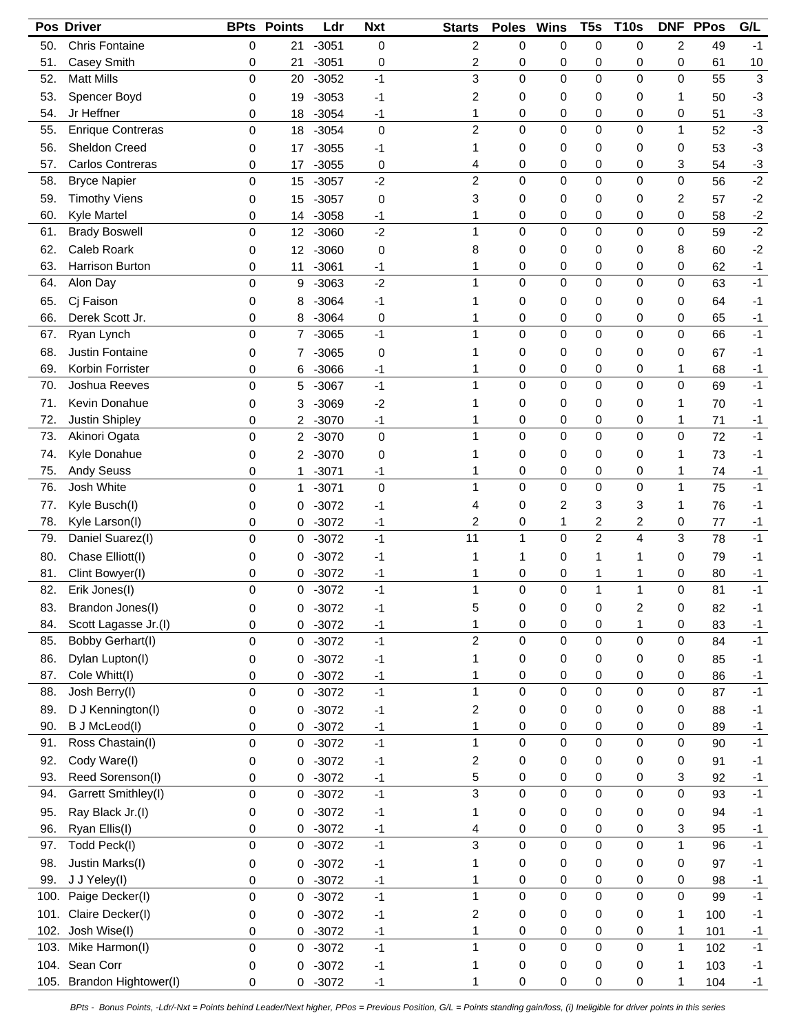| Pos | Driver | BPts | Points | Ldr | Nxt | Starts | Poles | Wins | T5s | T10s | DNF | PPos | G/L |
|---|---|---|---|---|---|---|---|---|---|---|---|---|---|
| 50. | Chris Fontaine | 0 | 21 | -3051 | 0 | 2 | 0 | 0 | 0 | 0 | 2 | 49 | -1 |
| 51. | Casey Smith | 0 | 21 | -3051 | 0 | 2 | 0 | 0 | 0 | 0 | 0 | 61 | 10 |
| 52. | Matt Mills | 0 | 20 | -3052 | -1 | 3 | 0 | 0 | 0 | 0 | 0 | 55 | 3 |
| 53. | Spencer Boyd | 0 | 19 | -3053 | -1 | 2 | 0 | 0 | 0 | 0 | 1 | 50 | -3 |
| 54. | Jr Heffner | 0 | 18 | -3054 | -1 | 1 | 0 | 0 | 0 | 0 | 0 | 51 | -3 |
| 55. | Enrique Contreras | 0 | 18 | -3054 | 0 | 2 | 0 | 0 | 0 | 0 | 1 | 52 | -3 |
| 56. | Sheldon Creed | 0 | 17 | -3055 | -1 | 1 | 0 | 0 | 0 | 0 | 0 | 53 | -3 |
| 57. | Carlos Contreras | 0 | 17 | -3055 | 0 | 4 | 0 | 0 | 0 | 0 | 3 | 54 | -3 |
| 58. | Bryce Napier | 0 | 15 | -3057 | -2 | 2 | 0 | 0 | 0 | 0 | 0 | 56 | -2 |
| 59. | Timothy Viens | 0 | 15 | -3057 | 0 | 3 | 0 | 0 | 0 | 0 | 2 | 57 | -2 |
| 60. | Kyle Martel | 0 | 14 | -3058 | -1 | 1 | 0 | 0 | 0 | 0 | 0 | 58 | -2 |
| 61. | Brady Boswell | 0 | 12 | -3060 | -2 | 1 | 0 | 0 | 0 | 0 | 0 | 59 | -2 |
| 62. | Caleb Roark | 0 | 12 | -3060 | 0 | 8 | 0 | 0 | 0 | 0 | 8 | 60 | -2 |
| 63. | Harrison Burton | 0 | 11 | -3061 | -1 | 1 | 0 | 0 | 0 | 0 | 0 | 62 | -1 |
| 64. | Alon Day | 0 | 9 | -3063 | -2 | 1 | 0 | 0 | 0 | 0 | 0 | 63 | -1 |
| 65. | Cj Faison | 0 | 8 | -3064 | -1 | 1 | 0 | 0 | 0 | 0 | 0 | 64 | -1 |
| 66. | Derek Scott Jr. | 0 | 8 | -3064 | 0 | 1 | 0 | 0 | 0 | 0 | 0 | 65 | -1 |
| 67. | Ryan Lynch | 0 | 7 | -3065 | -1 | 1 | 0 | 0 | 0 | 0 | 0 | 66 | -1 |
| 68. | Justin Fontaine | 0 | 7 | -3065 | 0 | 1 | 0 | 0 | 0 | 0 | 0 | 67 | -1 |
| 69. | Korbin Forrister | 0 | 6 | -3066 | -1 | 1 | 0 | 0 | 0 | 0 | 1 | 68 | -1 |
| 70. | Joshua Reeves | 0 | 5 | -3067 | -1 | 1 | 0 | 0 | 0 | 0 | 0 | 69 | -1 |
| 71. | Kevin Donahue | 0 | 3 | -3069 | -2 | 1 | 0 | 0 | 0 | 0 | 1 | 70 | -1 |
| 72. | Justin Shipley | 0 | 2 | -3070 | -1 | 1 | 0 | 0 | 0 | 0 | 1 | 71 | -1 |
| 73. | Akinori Ogata | 0 | 2 | -3070 | 0 | 1 | 0 | 0 | 0 | 0 | 0 | 72 | -1 |
| 74. | Kyle Donahue | 0 | 2 | -3070 | 0 | 1 | 0 | 0 | 0 | 0 | 1 | 73 | -1 |
| 75. | Andy Seuss | 0 | 1 | -3071 | -1 | 1 | 0 | 0 | 0 | 0 | 1 | 74 | -1 |
| 76. | Josh White | 0 | 1 | -3071 | 0 | 1 | 0 | 0 | 0 | 0 | 1 | 75 | -1 |
| 77. | Kyle Busch(I) | 0 | 0 | -3072 | -1 | 4 | 0 | 2 | 3 | 3 | 1 | 76 | -1 |
| 78. | Kyle Larson(I) | 0 | 0 | -3072 | -1 | 2 | 0 | 1 | 2 | 2 | 0 | 77 | -1 |
| 79. | Daniel Suarez(I) | 0 | 0 | -3072 | -1 | 11 | 1 | 0 | 2 | 4 | 3 | 78 | -1 |
| 80. | Chase Elliott(I) | 0 | 0 | -3072 | -1 | 1 | 1 | 0 | 1 | 1 | 0 | 79 | -1 |
| 81. | Clint Bowyer(I) | 0 | 0 | -3072 | -1 | 1 | 0 | 0 | 1 | 1 | 0 | 80 | -1 |
| 82. | Erik Jones(I) | 0 | 0 | -3072 | -1 | 1 | 0 | 0 | 1 | 1 | 0 | 81 | -1 |
| 83. | Brandon Jones(I) | 0 | 0 | -3072 | -1 | 5 | 0 | 0 | 0 | 2 | 0 | 82 | -1 |
| 84. | Scott Lagasse Jr.(I) | 0 | 0 | -3072 | -1 | 1 | 0 | 0 | 0 | 1 | 0 | 83 | -1 |
| 85. | Bobby Gerhart(I) | 0 | 0 | -3072 | -1 | 2 | 0 | 0 | 0 | 0 | 0 | 84 | -1 |
| 86. | Dylan Lupton(I) | 0 | 0 | -3072 | -1 | 1 | 0 | 0 | 0 | 0 | 0 | 85 | -1 |
| 87. | Cole Whitt(I) | 0 | 0 | -3072 | -1 | 1 | 0 | 0 | 0 | 0 | 0 | 86 | -1 |
| 88. | Josh Berry(I) | 0 | 0 | -3072 | -1 | 1 | 0 | 0 | 0 | 0 | 0 | 87 | -1 |
| 89. | D J Kennington(I) | 0 | 0 | -3072 | -1 | 2 | 0 | 0 | 0 | 0 | 0 | 88 | -1 |
| 90. | B J McLeod(I) | 0 | 0 | -3072 | -1 | 1 | 0 | 0 | 0 | 0 | 0 | 89 | -1 |
| 91. | Ross Chastain(I) | 0 | 0 | -3072 | -1 | 1 | 0 | 0 | 0 | 0 | 0 | 90 | -1 |
| 92. | Cody Ware(I) | 0 | 0 | -3072 | -1 | 2 | 0 | 0 | 0 | 0 | 0 | 91 | -1 |
| 93. | Reed Sorenson(I) | 0 | 0 | -3072 | -1 | 5 | 0 | 0 | 0 | 0 | 3 | 92 | -1 |
| 94. | Garrett Smithley(I) | 0 | 0 | -3072 | -1 | 3 | 0 | 0 | 0 | 0 | 0 | 93 | -1 |
| 95. | Ray Black Jr.(I) | 0 | 0 | -3072 | -1 | 1 | 0 | 0 | 0 | 0 | 0 | 94 | -1 |
| 96. | Ryan Ellis(I) | 0 | 0 | -3072 | -1 | 4 | 0 | 0 | 0 | 0 | 3 | 95 | -1 |
| 97. | Todd Peck(I) | 0 | 0 | -3072 | -1 | 3 | 0 | 0 | 0 | 0 | 1 | 96 | -1 |
| 98. | Justin Marks(I) | 0 | 0 | -3072 | -1 | 1 | 0 | 0 | 0 | 0 | 0 | 97 | -1 |
| 99. | J J Yeley(I) | 0 | 0 | -3072 | -1 | 1 | 0 | 0 | 0 | 0 | 0 | 98 | -1 |
| 100. | Paige Decker(I) | 0 | 0 | -3072 | -1 | 1 | 0 | 0 | 0 | 0 | 0 | 99 | -1 |
| 101. | Claire Decker(I) | 0 | 0 | -3072 | -1 | 2 | 0 | 0 | 0 | 0 | 1 | 100 | -1 |
| 102. | Josh Wise(I) | 0 | 0 | -3072 | -1 | 1 | 0 | 0 | 0 | 0 | 1 | 101 | -1 |
| 103. | Mike Harmon(I) | 0 | 0 | -3072 | -1 | 1 | 0 | 0 | 0 | 0 | 1 | 102 | -1 |
| 104. | Sean Corr | 0 | 0 | -3072 | -1 | 1 | 0 | 0 | 0 | 0 | 1 | 103 | -1 |
| 105. | Brandon Hightower(I) | 0 | 0 | -3072 | -1 | 1 | 0 | 0 | 0 | 0 | 1 | 104 | -1 |

*BPts - Bonus Points, -Ldr/-Nxt = Points behind Leader/Next higher, PPos = Previous Position, G/L = Points standing gain/loss, (i) Ineligible for driver points in this series*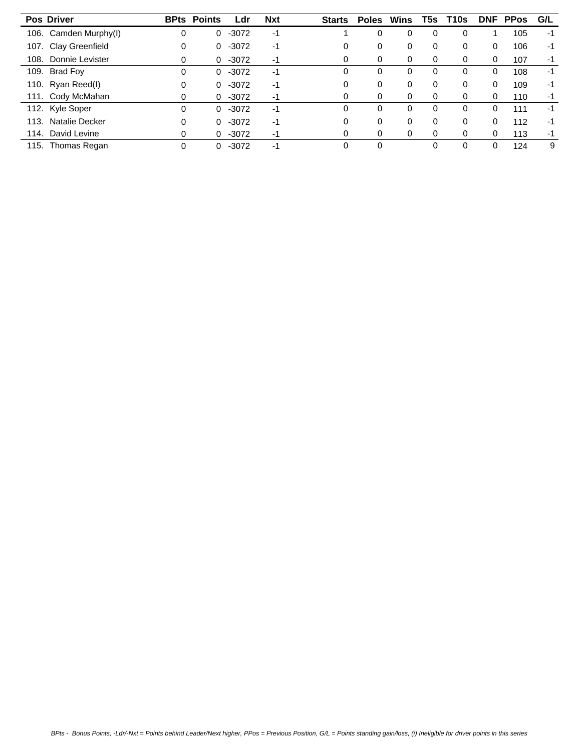| Pos | Driver | BPts | Points | Ldr | Nxt | Starts | Poles | Wins | T5s | T10s | DNF | PPos | G/L |
|---|---|---|---|---|---|---|---|---|---|---|---|---|---|
| 106. | Camden Murphy(I) | 0 | 0 | -3072 | -1 | 1 | 0 | 0 | 0 | 0 | 1 | 105 | -1 |
| 107. | Clay Greenfield | 0 | 0 | -3072 | -1 | 0 | 0 | 0 | 0 | 0 | 0 | 106 | -1 |
| 108. | Donnie Levister | 0 | 0 | -3072 | -1 | 0 | 0 | 0 | 0 | 0 | 0 | 107 | -1 |
| 109. | Brad Foy | 0 | 0 | -3072 | -1 | 0 | 0 | 0 | 0 | 0 | 0 | 108 | -1 |
| 110. | Ryan Reed(I) | 0 | 0 | -3072 | -1 | 0 | 0 | 0 | 0 | 0 | 0 | 109 | -1 |
| 111. | Cody McMahan | 0 | 0 | -3072 | -1 | 0 | 0 | 0 | 0 | 0 | 0 | 110 | -1 |
| 112. | Kyle Soper | 0 | 0 | -3072 | -1 | 0 | 0 | 0 | 0 | 0 | 0 | 111 | -1 |
| 113. | Natalie Decker | 0 | 0 | -3072 | -1 | 0 | 0 | 0 | 0 | 0 | 0 | 112 | -1 |
| 114. | David Levine | 0 | 0 | -3072 | -1 | 0 | 0 | 0 | 0 | 0 | 0 | 113 | -1 |
| 115. | Thomas Regan | 0 | 0 | -3072 | -1 | 0 | 0 | | 0 | 0 | 0 | 124 | 9 |

*BPts - Bonus Points, -Ldr/-Nxt = Points behind Leader/Next higher, PPos = Previous Position, G/L = Points standing gain/loss, (i) Ineligible for driver points in this series*